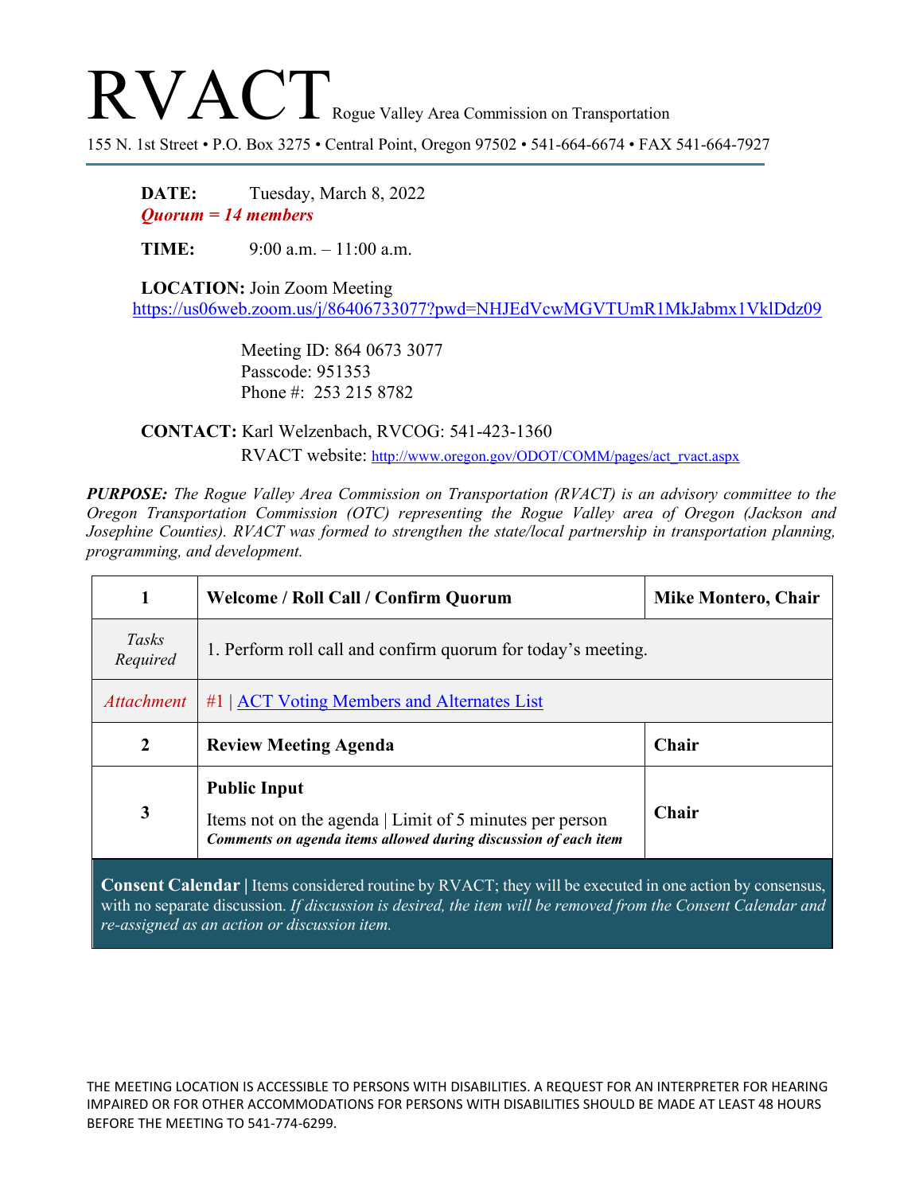# RVACT Rogue Valley Area Commission on Transportation

155 N. 1st Street • P.O. Box 3275 • Central Point, Oregon 97502 • 541-664-6674 • FAX 541-664-7927

**DATE:** Tuesday, March 8, 2022
***Quorum = 14 members***

**TIME:** 9:00 a.m. – 11:00 a.m.

**LOCATION:** Join Zoom Meeting
https://us06web.zoom.us/j/86406733077?pwd=NHJEdVcwMGVTUmR1MkJabmx1VklDdz09

Meeting ID: 864 0673 3077
Passcode: 951353
Phone #: 253 215 8782

**CONTACT:** Karl Welzenbach, RVCOG: 541-423-1360
RVACT website: http://www.oregon.gov/ODOT/COMM/pages/act_rvact.aspx

***PURPOSE:*** *The Rogue Valley Area Commission on Transportation (RVACT) is an advisory committee to the Oregon Transportation Commission (OTC) representing the Rogue Valley area of Oregon (Jackson and Josephine Counties). RVACT was formed to strengthen the state/local partnership in transportation planning, programming, and development.*

| | | |
|---|---|---|
| **1** | **Welcome / Roll Call / Confirm Quorum** | **Mike Montero, Chair** |
| *Tasks Required* | 1. Perform roll call and confirm quorum for today's meeting. | |
| *Attachment* | #1 \| ACT Voting Members and Alternates List | |
| **2** | **Review Meeting Agenda** | **Chair** |
| **3** | **Public Input**<br>Items not on the agenda \| Limit of 5 minutes per person<br>***Comments on agenda items allowed during discussion of each item*** | **Chair** |

**Consent Calendar |** Items considered routine by RVACT; they will be executed in one action by consensus, with no separate discussion. *If discussion is desired, the item will be removed from the Consent Calendar and re-assigned as an action or discussion item.*

THE MEETING LOCATION IS ACCESSIBLE TO PERSONS WITH DISABILITIES. A REQUEST FOR AN INTERPRETER FOR HEARING IMPAIRED OR FOR OTHER ACCOMMODATIONS FOR PERSONS WITH DISABILITIES SHOULD BE MADE AT LEAST 48 HOURS BEFORE THE MEETING TO 541-774-6299.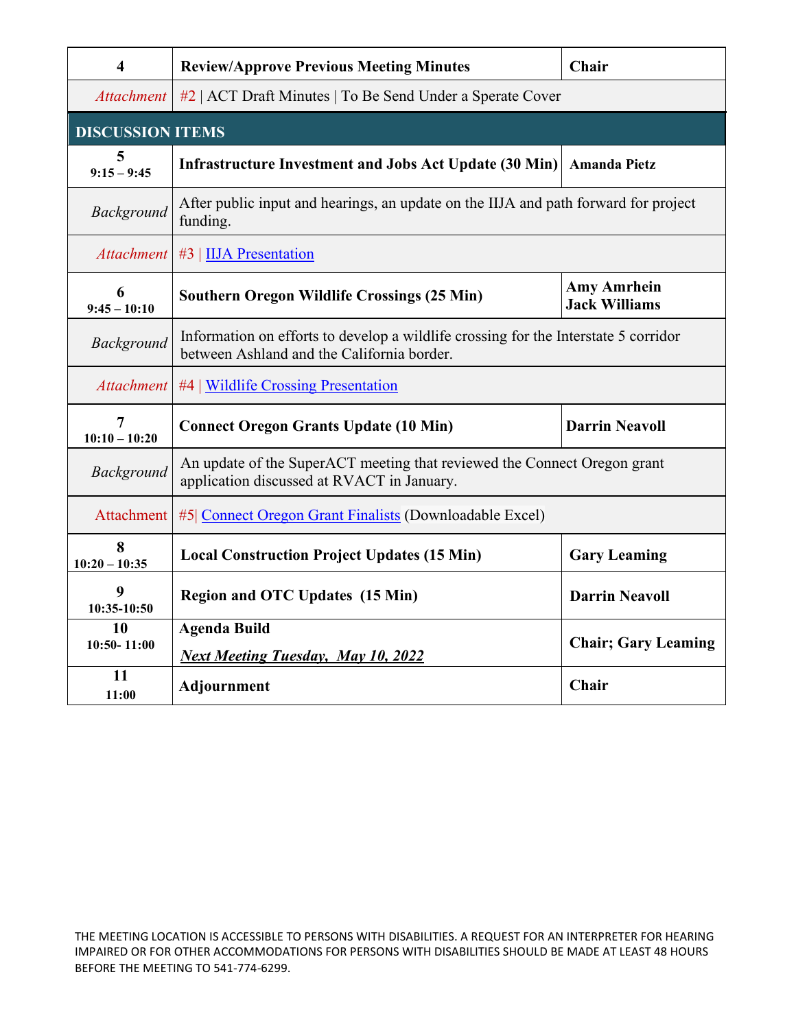| | | |
|---|---|---|
| **4** | **Review/Approve Previous Meeting Minutes** | **Chair** |
| *Attachment* | #2 \| ACT Draft Minutes \| To Be Send Under a Sperate Cover | |
| **DISCUSSION ITEMS** | | |
| **5**<br>**9:15 – 9:45** | **Infrastructure Investment and Jobs Act Update (30 Min)** | **Amanda Pietz** |
| *Background* | After public input and hearings, an update on the IIJA and path forward for project funding. | |
| *Attachment* | #3 \| IIJA Presentation | |
| **6**<br>**9:45 – 10:10** | **Southern Oregon Wildlife Crossings (25 Min)** | **Amy Amrhein**<br>**Jack Williams** |
| *Background* | Information on efforts to develop a wildlife crossing for the Interstate 5 corridor between Ashland and the California border. | |
| *Attachment* | #4 \| Wildlife Crossing Presentation | |
| **7**<br>**10:10 – 10:20** | **Connect Oregon Grants Update (10 Min)** | **Darrin Neavoll** |
| *Background* | An update of the SuperACT meeting that reviewed the Connect Oregon grant application discussed at RVACT in January. | |
| Attachment | #5\| Connect Oregon Grant Finalists (Downloadable Excel) | |
| **8**<br>**10:20 – 10:35** | **Local Construction Project Updates (15 Min)** | **Gary Leaming** |
| **9**<br>**10:35-10:50** | **Region and OTC Updates (15 Min)** | **Darrin Neavoll** |
| **10**<br>**10:50- 11:00** | **Agenda Build**<br>***Next Meeting Tuesday, May 10, 2022*** | **Chair; Gary Leaming** |
| **11**<br>**11:00** | **Adjournment** | **Chair** |

THE MEETING LOCATION IS ACCESSIBLE TO PERSONS WITH DISABILITIES. A REQUEST FOR AN INTERPRETER FOR HEARING IMPAIRED OR FOR OTHER ACCOMMODATIONS FOR PERSONS WITH DISABILITIES SHOULD BE MADE AT LEAST 48 HOURS BEFORE THE MEETING TO 541-774-6299.